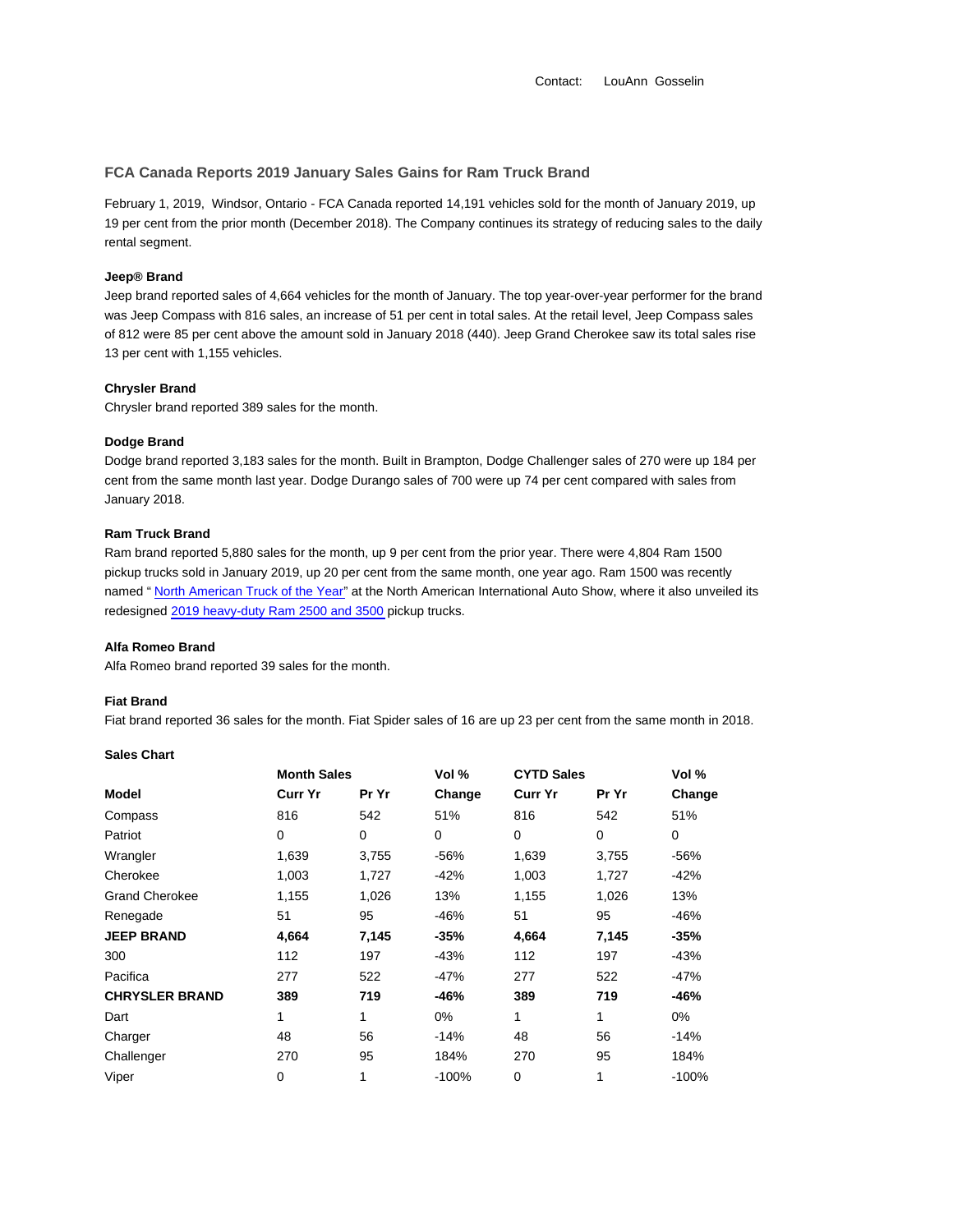Contact: LouAnn Gosselin

## FCA Canada Reports 2019 January Sales Gains for Ram Truck Brand

February 1, 2019, Windsor, Ontario - FCA Canada reported 14,191 vehicles sold for the month of January 2019, up 19 per cent from the prior month (December 2018). The Company continues its strategy of reducing sales to the daily rental segment.

**Jeep® Brand**

Jeep brand reported sales of 4,664 vehicles for the month of January. The top year-over-year performer for the brand was Jeep Compass with 816 sales, an increase of 51 per cent in total sales. At the retail level, Jeep Compass sales of 812 were 85 per cent above the amount sold in January 2018 (440). Jeep Grand Cherokee saw its total sales rise 13 per cent with 1,155 vehicles.

**Chrysler Brand**

Chrysler brand reported 389 sales for the month.

**Dodge Brand**

Dodge brand reported 3,183 sales for the month. Built in Brampton, Dodge Challenger sales of 270 were up 184 per cent from the same month last year. Dodge Durango sales of 700 were up 74 per cent compared with sales from January 2018.

**Ram Truck Brand**

Ram brand reported 5,880 sales for the month, up 9 per cent from the prior year. There were 4,804 Ram 1500 pickup trucks sold in January 2019, up 20 per cent from the same month, one year ago. Ram 1500 was recently named " North American Truck of the Year" at the North American International Auto Show, where it also unveiled its redesigned 2019 heavy-duty Ram 2500 and 3500 pickup trucks.

**Alfa Romeo Brand**

Alfa Romeo brand reported 39 sales for the month.

**Fiat Brand**

Fiat brand reported 36 sales for the month. Fiat Spider sales of 16 are up 23 per cent from the same month in 2018.

**Sales Chart**

| | **Month Sales** | | **Vol %** | **CYTD Sales** | | **Vol %** |
|---|---|---|---|---|---|---|
| **Model** | **Curr Yr** | **Pr Yr** | **Change** | **Curr Yr** | **Pr Yr** | **Change** |
| Compass | 816 | 542 | 51% | 816 | 542 | 51% |
| Patriot | 0 | 0 | 0 | 0 | 0 | 0 |
| Wrangler | 1,639 | 3,755 | -56% | 1,639 | 3,755 | -56% |
| Cherokee | 1,003 | 1,727 | -42% | 1,003 | 1,727 | -42% |
| Grand Cherokee | 1,155 | 1,026 | 13% | 1,155 | 1,026 | 13% |
| Renegade | 51 | 95 | -46% | 51 | 95 | -46% |
| **JEEP BRAND** | **4,664** | **7,145** | **-35%** | **4,664** | **7,145** | **-35%** |
| 300 | 112 | 197 | -43% | 112 | 197 | -43% |
| Pacifica | 277 | 522 | -47% | 277 | 522 | -47% |
| **CHRYSLER BRAND** | **389** | **719** | **-46%** | **389** | **719** | **-46%** |
| Dart | 1 | 1 | 0% | 1 | 1 | 0% |
| Charger | 48 | 56 | -14% | 48 | 56 | -14% |
| Challenger | 270 | 95 | 184% | 270 | 95 | 184% |
| Viper | 0 | 1 | -100% | 0 | 1 | -100% |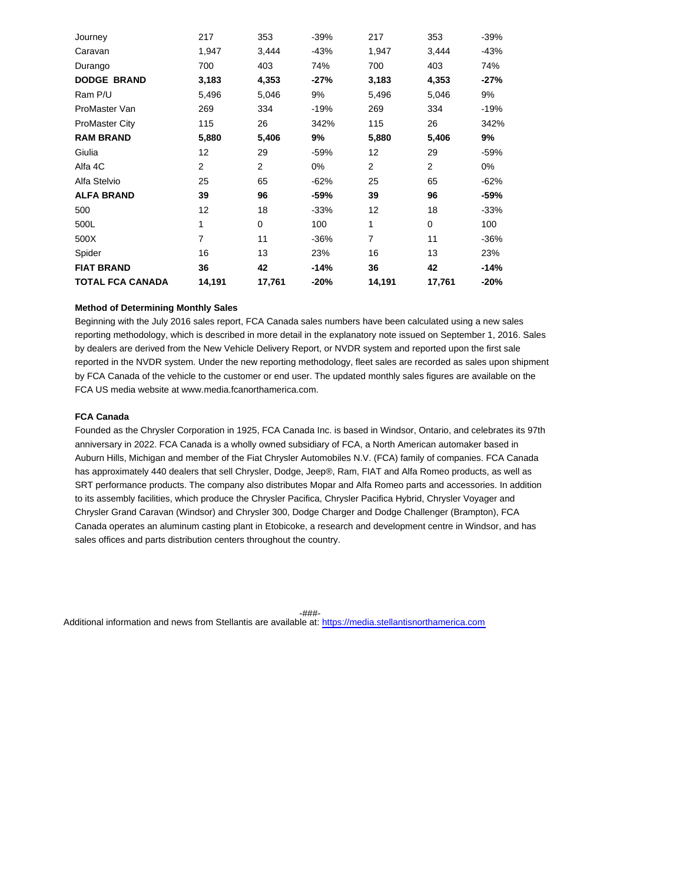| | | | | | | |
|---|---|---|---|---|---|---|
| Journey | 217 | 353 | -39% | 217 | 353 | -39% |
| Caravan | 1,947 | 3,444 | -43% | 1,947 | 3,444 | -43% |
| Durango | 700 | 403 | 74% | 700 | 403 | 74% |
| **DODGE BRAND** | **3,183** | **4,353** | **-27%** | **3,183** | **4,353** | **-27%** |
| Ram P/U | 5,496 | 5,046 | 9% | 5,496 | 5,046 | 9% |
| ProMaster Van | 269 | 334 | -19% | 269 | 334 | -19% |
| ProMaster City | 115 | 26 | 342% | 115 | 26 | 342% |
| **RAM BRAND** | **5,880** | **5,406** | **9%** | **5,880** | **5,406** | **9%** |
| Giulia | 12 | 29 | -59% | 12 | 29 | -59% |
| Alfa 4C | 2 | 2 | 0% | 2 | 2 | 0% |
| Alfa Stelvio | 25 | 65 | -62% | 25 | 65 | -62% |
| **ALFA BRAND** | **39** | **96** | **-59%** | **39** | **96** | **-59%** |
| 500 | 12 | 18 | -33% | 12 | 18 | -33% |
| 500L | 1 | 0 | 100 | 1 | 0 | 100 |
| 500X | 7 | 11 | -36% | 7 | 11 | -36% |
| Spider | 16 | 13 | 23% | 16 | 13 | 23% |
| **FIAT BRAND** | **36** | **42** | **-14%** | **36** | **42** | **-14%** |
| **TOTAL FCA CANADA** | **14,191** | **17,761** | **-20%** | **14,191** | **17,761** | **-20%** |

**Method of Determining Monthly Sales**

Beginning with the July 2016 sales report, FCA Canada sales numbers have been calculated using a new sales reporting methodology, which is described in more detail in the explanatory note issued on September 1, 2016. Sales by dealers are derived from the New Vehicle Delivery Report, or NVDR system and reported upon the first sale reported in the NVDR system. Under the new reporting methodology, fleet sales are recorded as sales upon shipment by FCA Canada of the vehicle to the customer or end user. The updated monthly sales figures are available on the FCA US media website at www.media.fcanorthamerica.com.

**FCA Canada**

Founded as the Chrysler Corporation in 1925, FCA Canada Inc. is based in Windsor, Ontario, and celebrates its 97th anniversary in 2022. FCA Canada is a wholly owned subsidiary of FCA, a North American automaker based in Auburn Hills, Michigan and member of the Fiat Chrysler Automobiles N.V. (FCA) family of companies. FCA Canada has approximately 440 dealers that sell Chrysler, Dodge, Jeep®, Ram, FIAT and Alfa Romeo products, as well as SRT performance products. The company also distributes Mopar and Alfa Romeo parts and accessories. In addition to its assembly facilities, which produce the Chrysler Pacifica, Chrysler Pacifica Hybrid, Chrysler Voyager and Chrysler Grand Caravan (Windsor) and Chrysler 300, Dodge Charger and Dodge Challenger (Brampton), FCA Canada operates an aluminum casting plant in Etobicoke, a research and development centre in Windsor, and has sales offices and parts distribution centers throughout the country.

-###-

Additional information and news from Stellantis are available at: https://media.stellantisnorthamerica.com